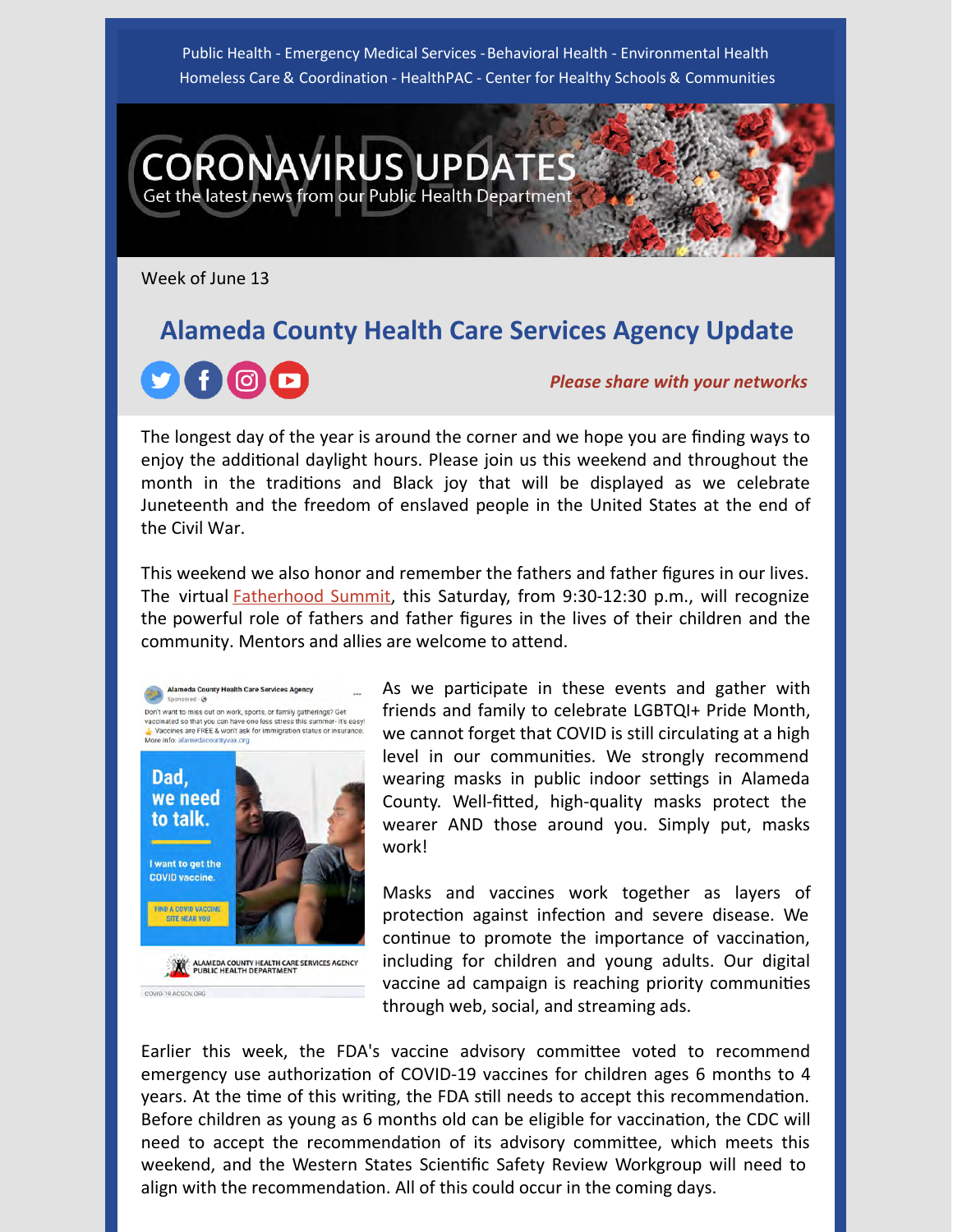Public Health - Emergency Medical Services - Behavioral Health - Environmental Health
Homeless Care & Coordination - HealthPAC - Center for Healthy Schools & Communities

# CORONAVIRUS UPDATES

Get the latest news from our Public Health Department

Week of June 13

## Alameda County Health Care Services Agency Update

***Please share with your networks***

The longest day of the year is around the corner and we hope you are finding ways to enjoy the additional daylight hours. Please join us this weekend and throughout the month in the traditions and Black joy that will be displayed as we celebrate Juneteenth and the freedom of enslaved people in the United States at the end of the Civil War.

This weekend we also honor and remember the fathers and father figures in our lives. The virtual [Fatherhood Summit](), this Saturday, from 9:30-12:30 p.m., will recognize the powerful role of fathers and father figures in the lives of their children and the community. Mentors and allies are welcome to attend.

As we participate in these events and gather with friends and family to celebrate LGBTQI+ Pride Month, we cannot forget that COVID is still circulating at a high level in our communities. We strongly recommend wearing masks in public indoor settings in Alameda County. Well-fitted, high-quality masks protect the wearer AND those around you. Simply put, masks work!

Masks and vaccines work together as layers of protection against infection and severe disease. We continue to promote the importance of vaccination, including for children and young adults. Our digital vaccine ad campaign is reaching priority communities through web, social, and streaming ads.

Earlier this week, the FDA's vaccine advisory committee voted to recommend emergency use authorization of COVID-19 vaccines for children ages 6 months to 4 years. At the time of this writing, the FDA still needs to accept this recommendation. Before children as young as 6 months old can be eligible for vaccination, the CDC will need to accept the recommendation of its advisory committee, which meets this weekend, and the Western States Scientific Safety Review Workgroup will need to align with the recommendation. All of this could occur in the coming days.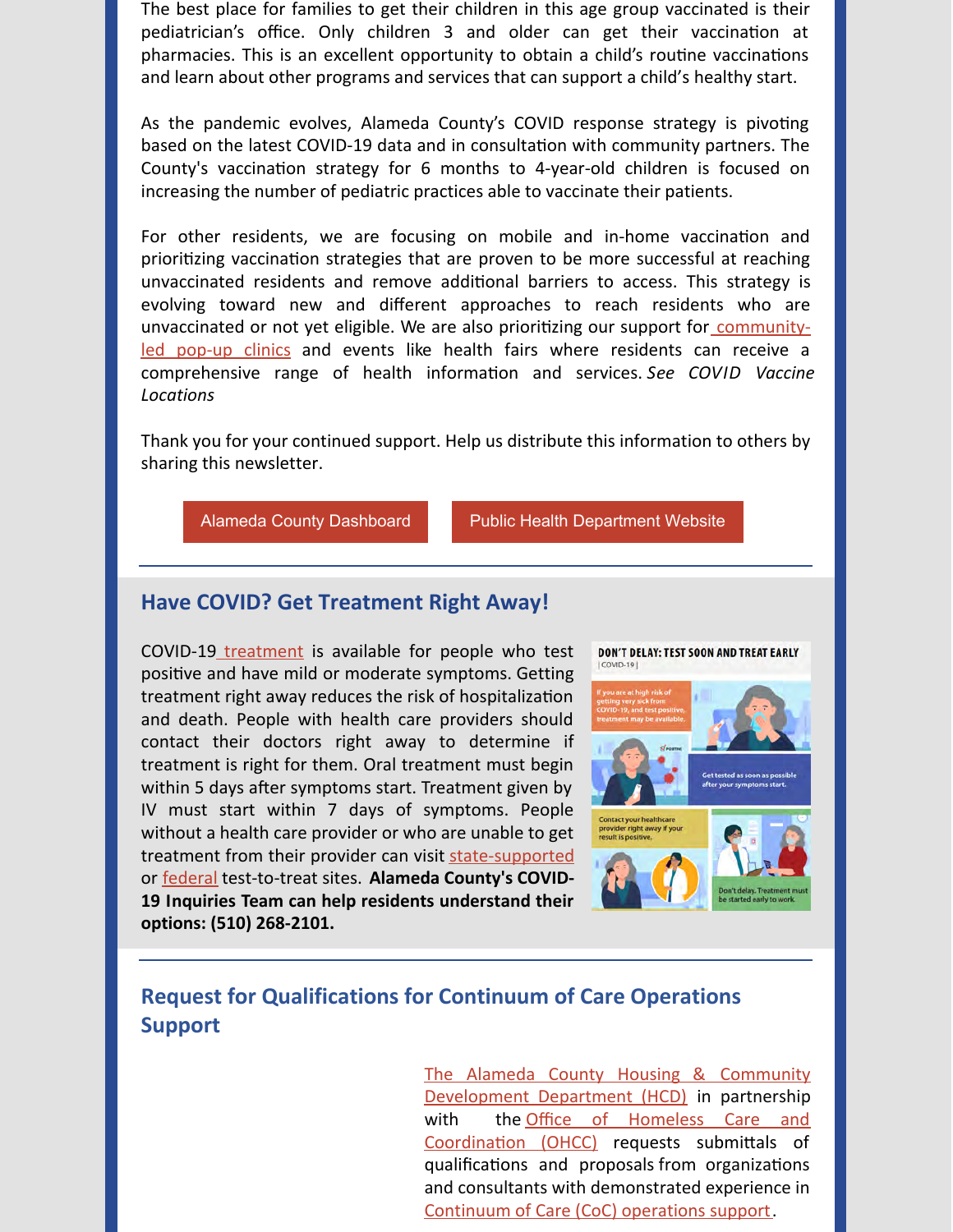The best place for families to get their children in this age group vaccinated is their pediatrician's office. Only children 3 and older can get their vaccination at pharmacies. This is an excellent opportunity to obtain a child's routine vaccinations and learn about other programs and services that can support a child's healthy start.

As the pandemic evolves, Alameda County's COVID response strategy is pivoting based on the latest COVID-19 data and in consultation with community partners. The County's vaccination strategy for 6 months to 4-year-old children is focused on increasing the number of pediatric practices able to vaccinate their patients.

For other residents, we are focusing on mobile and in-home vaccination and prioritizing vaccination strategies that are proven to be more successful at reaching unvaccinated residents and remove additional barriers to access. This strategy is evolving toward new and different approaches to reach residents who are unvaccinated or not yet eligible. We are also prioritizing our support for community-led pop-up clinics and events like health fairs where residents can receive a comprehensive range of health information and services. *See COVID Vaccine Locations*

Thank you for your continued support. Help us distribute this information to others by sharing this newsletter.

Alameda County Dashboard | Public Health Department Website

## Have COVID? Get Treatment Right Away!

COVID-19 treatment is available for people who test positive and have mild or moderate symptoms. Getting treatment right away reduces the risk of hospitalization and death. People with health care providers should contact their doctors right away to determine if treatment is right for them. Oral treatment must begin within 5 days after symptoms start. Treatment given by IV must start within 7 days of symptoms. People without a health care provider or who are unable to get treatment from their provider can visit state-supported or federal test-to-treat sites. **Alameda County's COVID-19 Inquiries Team can help residents understand their options: (510) 268-2101.**

## Request for Qualifications for Continuum of Care Operations Support

The Alameda County Housing & Community Development Department (HCD) in partnership with the Office of Homeless Care and Coordination (OHCC) requests submittals of qualifications and proposals from organizations and consultants with demonstrated experience in Continuum of Care (CoC) operations support.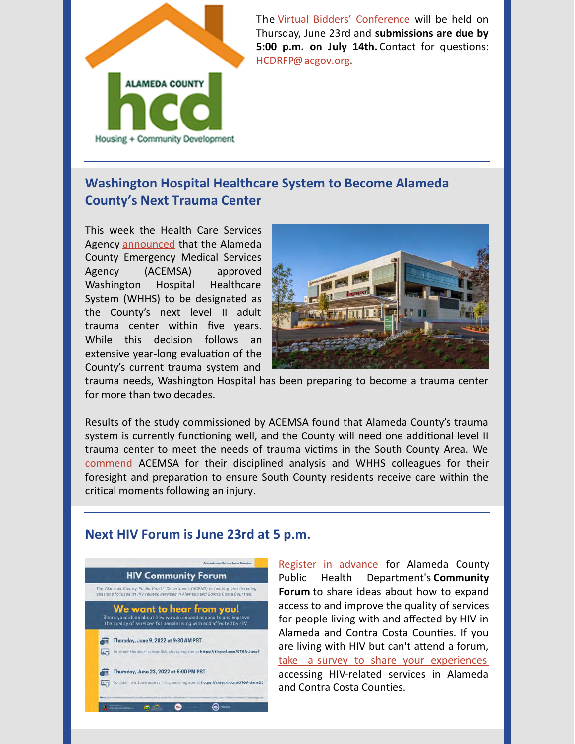The Virtual Bidders' Conference will be held on Thursday, June 23rd and **submissions are due by 5:00 p.m. on July 14th.** Contact for questions: HCDRFP@acgov.org.

---

## Washington Hospital Healthcare System to Become Alameda County's Next Trauma Center

This week the Health Care Services Agency announced that the Alameda County Emergency Medical Services Agency (ACEMSA) approved Washington Hospital Healthcare System (WHHS) to be designated as the County's next level II adult trauma center within five years. While this decision follows an extensive year-long evaluation of the County's current trauma system and trauma needs, Washington Hospital has been preparing to become a trauma center for more than two decades.

Results of the study commissioned by ACEMSA found that Alameda County's trauma system is currently functioning well, and the County will need one additional level II trauma center to meet the needs of trauma victims in the South County Area. We commend ACEMSA for their disciplined analysis and WHHS colleagues for their foresight and preparation to ensure South County residents receive care within the critical moments following an injury.

---

## Next HIV Forum is June 23rd at 5 p.m.

Register in advance for Alameda County Public Health Department's **Community Forum** to share ideas about how to expand access to and improve the quality of services for people living with and affected by HIV in Alameda and Contra Costa Counties. If you are living with HIV but can't attend a forum, take a survey to share your experiences accessing HIV-related services in Alameda and Contra Costa Counties.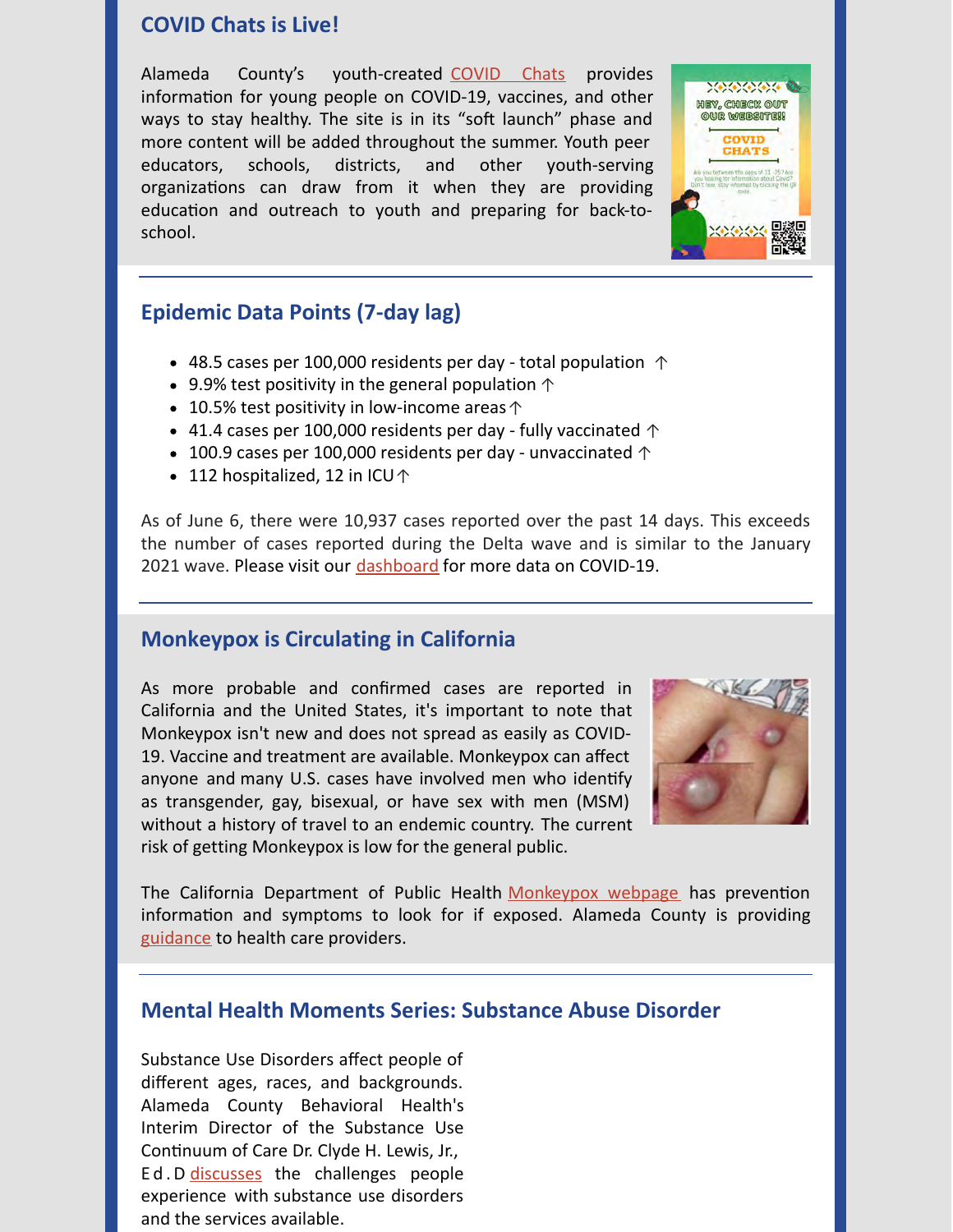## COVID Chats is Live!

Alameda County's youth-created COVID Chats provides information for young people on COVID-19, vaccines, and other ways to stay healthy. The site is in its "soft launch" phase and more content will be added throughout the summer. Youth peer educators, schools, districts, and other youth-serving organizations can draw from it when they are providing education and outreach to youth and preparing for back-to-school.

## Epidemic Data Points (7-day lag)

- 48.5 cases per 100,000 residents per day - total population ↑
- 9.9% test positivity in the general population ↑
- 10.5% test positivity in low-income areas ↑
- 41.4 cases per 100,000 residents per day - fully vaccinated ↑
- 100.9 cases per 100,000 residents per day - unvaccinated ↑
- 112 hospitalized, 12 in ICU ↑

As of June 6, there were 10,937 cases reported over the past 14 days. This exceeds the number of cases reported during the Delta wave and is similar to the January 2021 wave. Please visit our dashboard for more data on COVID-19.

## Monkeypox is Circulating in California

As more probable and confirmed cases are reported in California and the United States, it's important to note that Monkeypox isn't new and does not spread as easily as COVID-19. Vaccine and treatment are available. Monkeypox can affect anyone and many U.S. cases have involved men who identify as transgender, gay, bisexual, or have sex with men (MSM) without a history of travel to an endemic country. The current risk of getting Monkeypox is low for the general public.

The California Department of Public Health Monkeypox webpage has prevention information and symptoms to look for if exposed. Alameda County is providing guidance to health care providers.

## Mental Health Moments Series: Substance Abuse Disorder

Substance Use Disorders affect people of different ages, races, and backgrounds. Alameda County Behavioral Health's Interim Director of the Substance Use Continuum of Care Dr. Clyde H. Lewis, Jr., Ed.D discusses the challenges people experience with substance use disorders and the services available.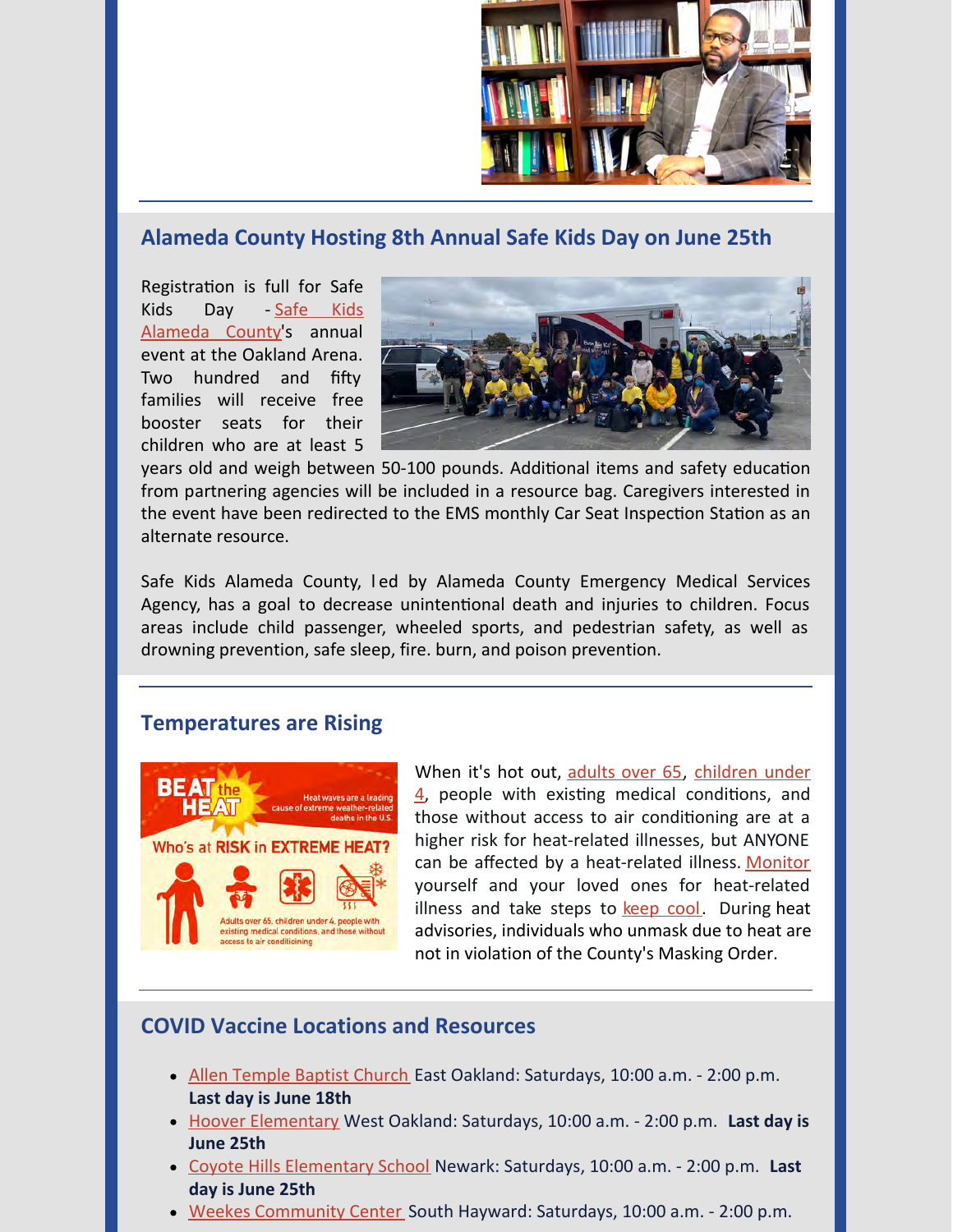## Alameda County Hosting 8th Annual Safe Kids Day on June 25th

Registration is full for Safe Kids Day - Safe Kids Alameda County's annual event at the Oakland Arena. Two hundred and fifty families will receive free booster seats for their children who are at least 5 years old and weigh between 50-100 pounds. Additional items and safety education from partnering agencies will be included in a resource bag. Caregivers interested in the event have been redirected to the EMS monthly Car Seat Inspection Station as an alternate resource.

Safe Kids Alameda County, led by Alameda County Emergency Medical Services Agency, has a goal to decrease unintentional death and injuries to children. Focus areas include child passenger, wheeled sports, and pedestrian safety, as well as drowning prevention, safe sleep, fire. burn, and poison prevention.

## Temperatures are Rising

When it's hot out, adults over 65, children under 4, people with existing medical conditions, and those without access to air conditioning are at a higher risk for heat-related illnesses, but ANYONE can be affected by a heat-related illness. Monitor yourself and your loved ones for heat-related illness and take steps to keep cool. During heat advisories, individuals who unmask due to heat are not in violation of the County's Masking Order.

## COVID Vaccine Locations and Resources

- Allen Temple Baptist Church East Oakland: Saturdays, 10:00 a.m. - 2:00 p.m. **Last day is June 18th**
- Hoover Elementary West Oakland: Saturdays, 10:00 a.m. - 2:00 p.m. **Last day is June 25th**
- Coyote Hills Elementary School Newark: Saturdays, 10:00 a.m. - 2:00 p.m. **Last day is June 25th**
- Weekes Community Center South Hayward: Saturdays, 10:00 a.m. - 2:00 p.m.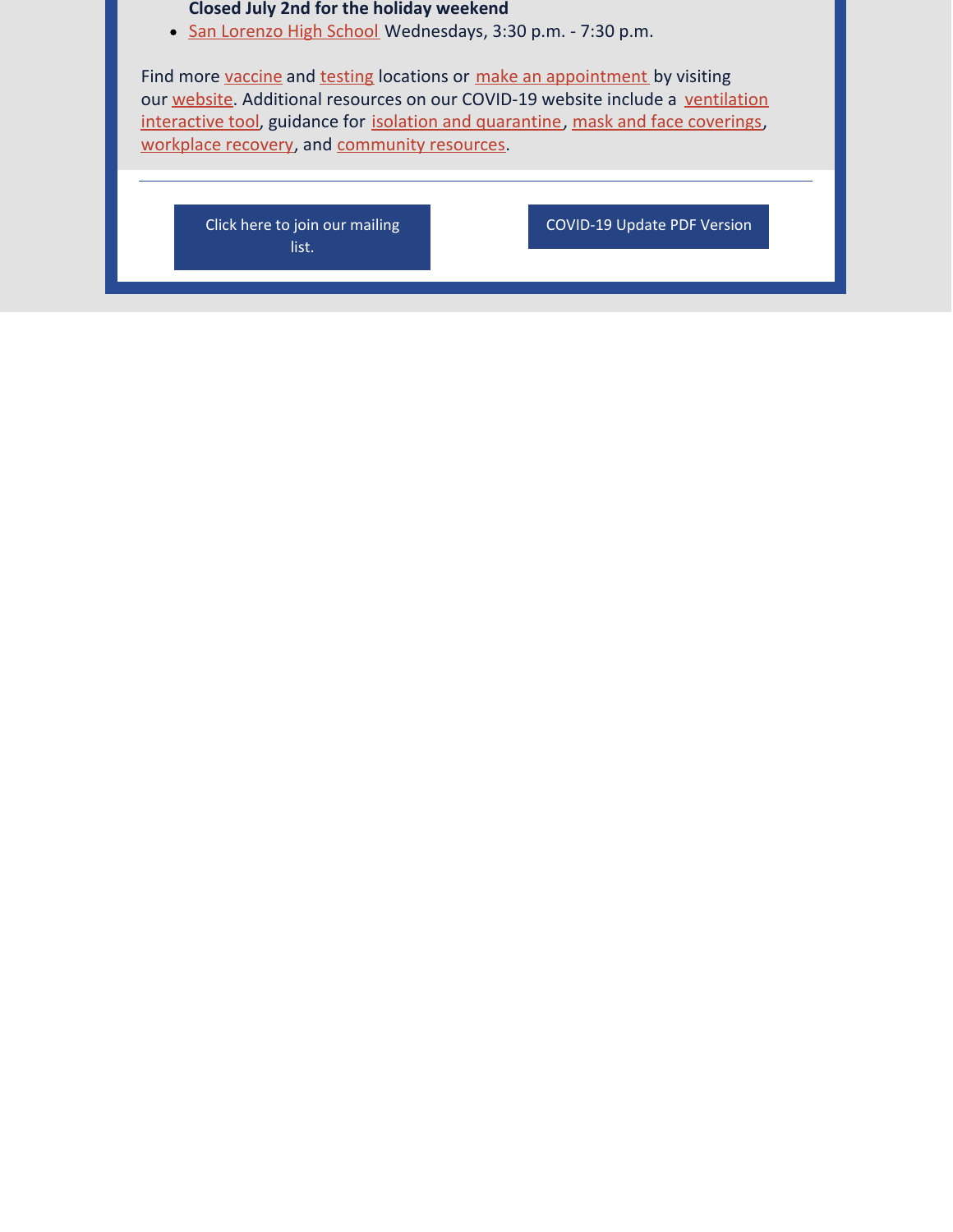**Closed July 2nd for the holiday weekend**

- San Lorenzo High School Wednesdays, 3:30 p.m. - 7:30 p.m.

Find more vaccine and testing locations or make an appointment by visiting our website. Additional resources on our COVID-19 website include a ventilation interactive tool, guidance for isolation and quarantine, mask and face coverings, workplace recovery, and community resources.

---

Click here to join our mailing list.

COVID-19 Update PDF Version